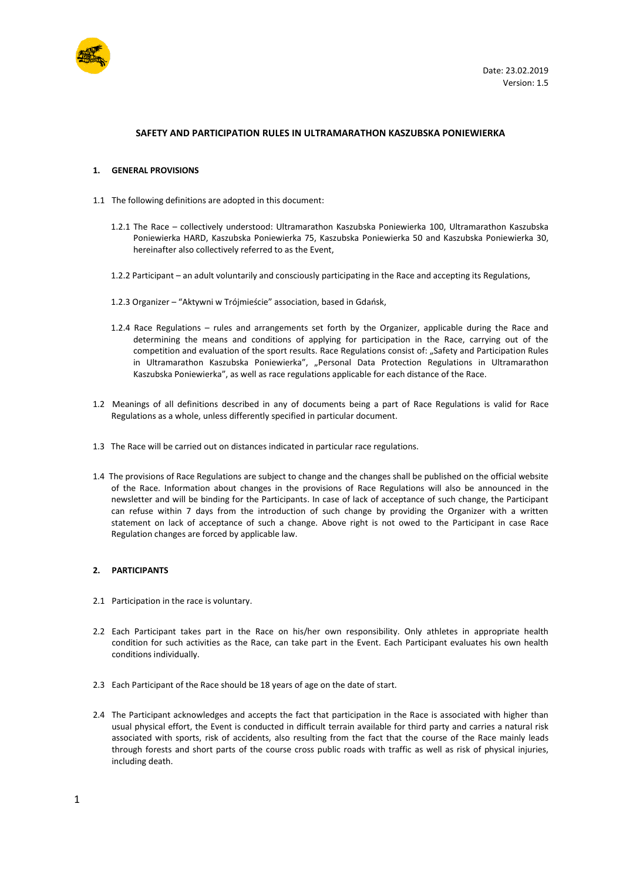Date: 23.02.2019
Version: 1.5

# SAFETY AND PARTICIPATION RULES IN ULTRAMARATHON KASZUBSKA PONIEWIERKA

## 1. GENERAL PROVISIONS

1.1 The following definitions are adopted in this document:

1.2.1 The Race – collectively understood: Ultramarathon Kaszubska Poniewierka 100, Ultramarathon Kaszubska Poniewierka HARD, Kaszubska Poniewierka 75, Kaszubska Poniewierka 50 and Kaszubska Poniewierka 30, hereinafter also collectively referred to as the Event,

1.2.2 Participant – an adult voluntarily and consciously participating in the Race and accepting its Regulations,

1.2.3 Organizer – "Aktywni w Trójmieście" association, based in Gdańsk,

1.2.4 Race Regulations – rules and arrangements set forth by the Organizer, applicable during the Race and determining the means and conditions of applying for participation in the Race, carrying out of the competition and evaluation of the sport results. Race Regulations consist of: „Safety and Participation Rules in Ultramarathon Kaszubska Poniewierka", „Personal Data Protection Regulations in Ultramarathon Kaszubska Poniewierka", as well as race regulations applicable for each distance of the Race.

1.2 Meanings of all definitions described in any of documents being a part of Race Regulations is valid for Race Regulations as a whole, unless differently specified in particular document.

1.3 The Race will be carried out on distances indicated in particular race regulations.

1.4 The provisions of Race Regulations are subject to change and the changes shall be published on the official website of the Race. Information about changes in the provisions of Race Regulations will also be announced in the newsletter and will be binding for the Participants. In case of lack of acceptance of such change, the Participant can refuse within 7 days from the introduction of such change by providing the Organizer with a written statement on lack of acceptance of such a change. Above right is not owed to the Participant in case Race Regulation changes are forced by applicable law.

## 2. PARTICIPANTS

2.1 Participation in the race is voluntary.

2.2 Each Participant takes part in the Race on his/her own responsibility. Only athletes in appropriate health condition for such activities as the Race, can take part in the Event. Each Participant evaluates his own health conditions individually.

2.3 Each Participant of the Race should be 18 years of age on the date of start.

2.4 The Participant acknowledges and accepts the fact that participation in the Race is associated with higher than usual physical effort, the Event is conducted in difficult terrain available for third party and carries a natural risk associated with sports, risk of accidents, also resulting from the fact that the course of the Race mainly leads through forests and short parts of the course cross public roads with traffic as well as risk of physical injuries, including death.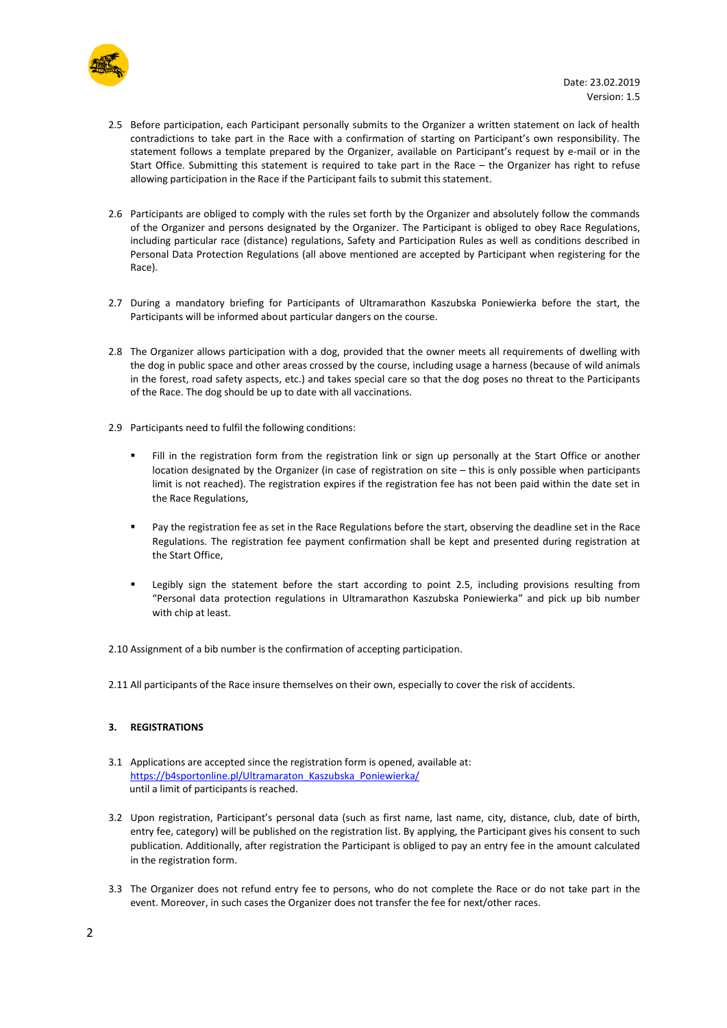2.5 Before participation, each Participant personally submits to the Organizer a written statement on lack of health contradictions to take part in the Race with a confirmation of starting on Participant's own responsibility. The statement follows a template prepared by the Organizer, available on Participant's request by e-mail or in the Start Office. Submitting this statement is required to take part in the Race – the Organizer has right to refuse allowing participation in the Race if the Participant fails to submit this statement.

2.6 Participants are obliged to comply with the rules set forth by the Organizer and absolutely follow the commands of the Organizer and persons designated by the Organizer. The Participant is obliged to obey Race Regulations, including particular race (distance) regulations, Safety and Participation Rules as well as conditions described in Personal Data Protection Regulations (all above mentioned are accepted by Participant when registering for the Race).

2.7 During a mandatory briefing for Participants of Ultramarathon Kaszubska Poniewierka before the start, the Participants will be informed about particular dangers on the course.

2.8 The Organizer allows participation with a dog, provided that the owner meets all requirements of dwelling with the dog in public space and other areas crossed by the course, including usage a harness (because of wild animals in the forest, road safety aspects, etc.) and takes special care so that the dog poses no threat to the Participants of the Race. The dog should be up to date with all vaccinations.

2.9 Participants need to fulfil the following conditions:

- Fill in the registration form from the registration link or sign up personally at the Start Office or another location designated by the Organizer (in case of registration on site – this is only possible when participants limit is not reached). The registration expires if the registration fee has not been paid within the date set in the Race Regulations,
- Pay the registration fee as set in the Race Regulations before the start, observing the deadline set in the Race Regulations. The registration fee payment confirmation shall be kept and presented during registration at the Start Office,
- Legibly sign the statement before the start according to point 2.5, including provisions resulting from "Personal data protection regulations in Ultramarathon Kaszubska Poniewierka" and pick up bib number with chip at least.

2.10 Assignment of a bib number is the confirmation of accepting participation.

2.11 All participants of the Race insure themselves on their own, especially to cover the risk of accidents.

## 3. REGISTRATIONS

3.1 Applications are accepted since the registration form is opened, available at: https://b4sportonline.pl/Ultramaraton_Kaszubska_Poniewierka/ until a limit of participants is reached.

3.2 Upon registration, Participant's personal data (such as first name, last name, city, distance, club, date of birth, entry fee, category) will be published on the registration list. By applying, the Participant gives his consent to such publication. Additionally, after registration the Participant is obliged to pay an entry fee in the amount calculated in the registration form.

3.3 The Organizer does not refund entry fee to persons, who do not complete the Race or do not take part in the event. Moreover, in such cases the Organizer does not transfer the fee for next/other races.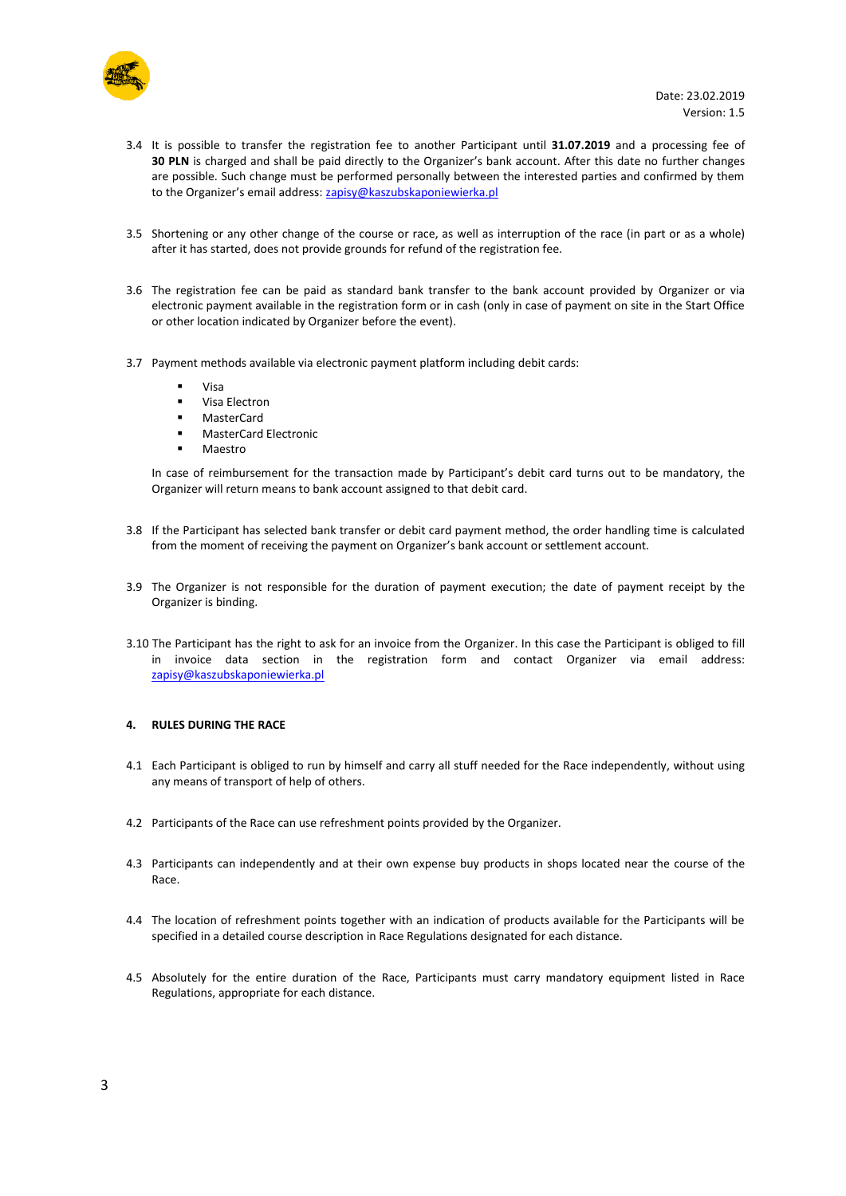3.4 It is possible to transfer the registration fee to another Participant until **31.07.2019** and a processing fee of **30 PLN** is charged and shall be paid directly to the Organizer's bank account. After this date no further changes are possible. Such change must be performed personally between the interested parties and confirmed by them to the Organizer's email address: zapisy@kaszubskaponiewierka.pl

3.5 Shortening or any other change of the course or race, as well as interruption of the race (in part or as a whole) after it has started, does not provide grounds for refund of the registration fee.

3.6 The registration fee can be paid as standard bank transfer to the bank account provided by Organizer or via electronic payment available in the registration form or in cash (only in case of payment on site in the Start Office or other location indicated by Organizer before the event).

3.7 Payment methods available via electronic payment platform including debit cards:

- Visa
- Visa Electron
- MasterCard
- MasterCard Electronic
- Maestro

In case of reimbursement for the transaction made by Participant's debit card turns out to be mandatory, the Organizer will return means to bank account assigned to that debit card.

3.8 If the Participant has selected bank transfer or debit card payment method, the order handling time is calculated from the moment of receiving the payment on Organizer's bank account or settlement account.

3.9 The Organizer is not responsible for the duration of payment execution; the date of payment receipt by the Organizer is binding.

3.10 The Participant has the right to ask for an invoice from the Organizer. In this case the Participant is obliged to fill in invoice data section in the registration form and contact Organizer via email address: zapisy@kaszubskaponiewierka.pl

#### 4. RULES DURING THE RACE

4.1 Each Participant is obliged to run by himself and carry all stuff needed for the Race independently, without using any means of transport of help of others.

4.2 Participants of the Race can use refreshment points provided by the Organizer.

4.3 Participants can independently and at their own expense buy products in shops located near the course of the Race.

4.4 The location of refreshment points together with an indication of products available for the Participants will be specified in a detailed course description in Race Regulations designated for each distance.

4.5 Absolutely for the entire duration of the Race, Participants must carry mandatory equipment listed in Race Regulations, appropriate for each distance.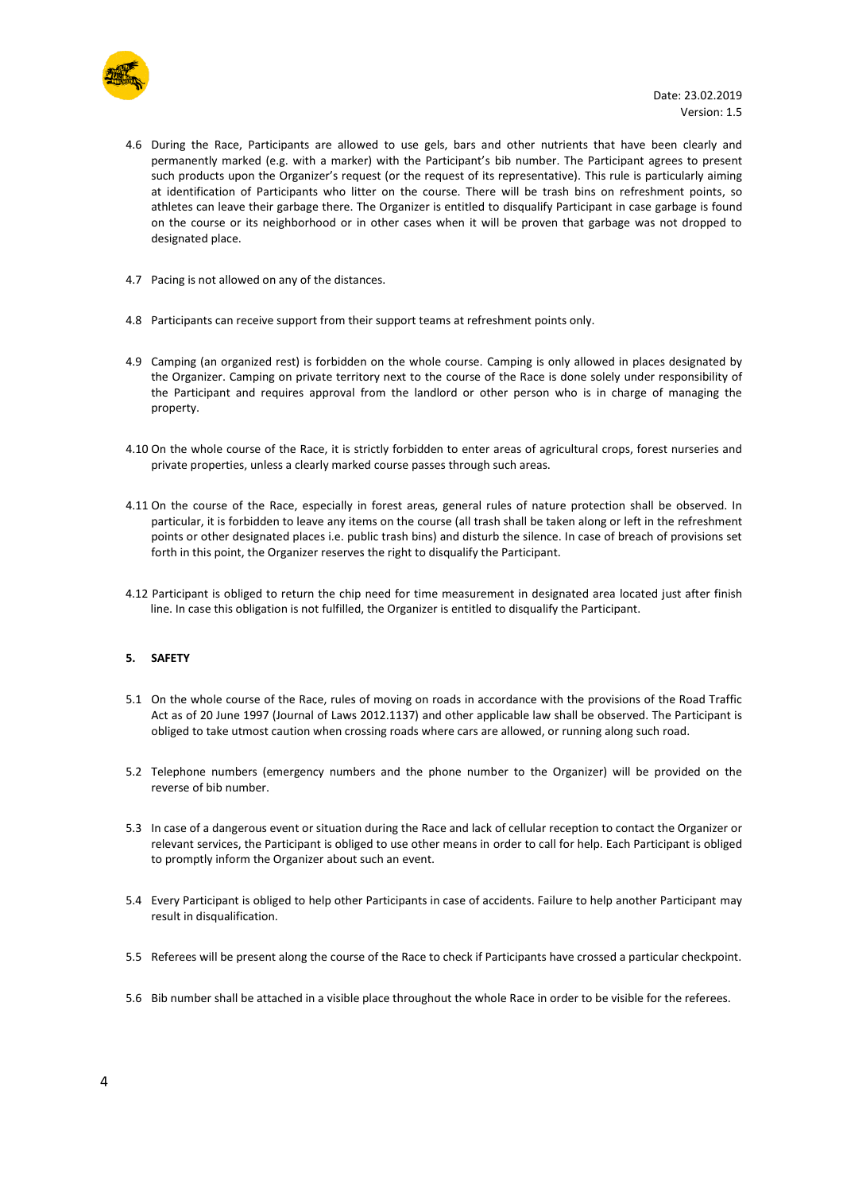4.6 During the Race, Participants are allowed to use gels, bars and other nutrients that have been clearly and permanently marked (e.g. with a marker) with the Participant's bib number. The Participant agrees to present such products upon the Organizer's request (or the request of its representative). This rule is particularly aiming at identification of Participants who litter on the course. There will be trash bins on refreshment points, so athletes can leave their garbage there. The Organizer is entitled to disqualify Participant in case garbage is found on the course or its neighborhood or in other cases when it will be proven that garbage was not dropped to designated place.

4.7 Pacing is not allowed on any of the distances.

4.8 Participants can receive support from their support teams at refreshment points only.

4.9 Camping (an organized rest) is forbidden on the whole course. Camping is only allowed in places designated by the Organizer. Camping on private territory next to the course of the Race is done solely under responsibility of the Participant and requires approval from the landlord or other person who is in charge of managing the property.

4.10 On the whole course of the Race, it is strictly forbidden to enter areas of agricultural crops, forest nurseries and private properties, unless a clearly marked course passes through such areas.

4.11 On the course of the Race, especially in forest areas, general rules of nature protection shall be observed. In particular, it is forbidden to leave any items on the course (all trash shall be taken along or left in the refreshment points or other designated places i.e. public trash bins) and disturb the silence. In case of breach of provisions set forth in this point, the Organizer reserves the right to disqualify the Participant.

4.12 Participant is obliged to return the chip need for time measurement in designated area located just after finish line. In case this obligation is not fulfilled, the Organizer is entitled to disqualify the Participant.

## 5. SAFETY

5.1 On the whole course of the Race, rules of moving on roads in accordance with the provisions of the Road Traffic Act as of 20 June 1997 (Journal of Laws 2012.1137) and other applicable law shall be observed. The Participant is obliged to take utmost caution when crossing roads where cars are allowed, or running along such road.

5.2 Telephone numbers (emergency numbers and the phone number to the Organizer) will be provided on the reverse of bib number.

5.3 In case of a dangerous event or situation during the Race and lack of cellular reception to contact the Organizer or relevant services, the Participant is obliged to use other means in order to call for help. Each Participant is obliged to promptly inform the Organizer about such an event.

5.4 Every Participant is obliged to help other Participants in case of accidents. Failure to help another Participant may result in disqualification.

5.5 Referees will be present along the course of the Race to check if Participants have crossed a particular checkpoint.

5.6 Bib number shall be attached in a visible place throughout the whole Race in order to be visible for the referees.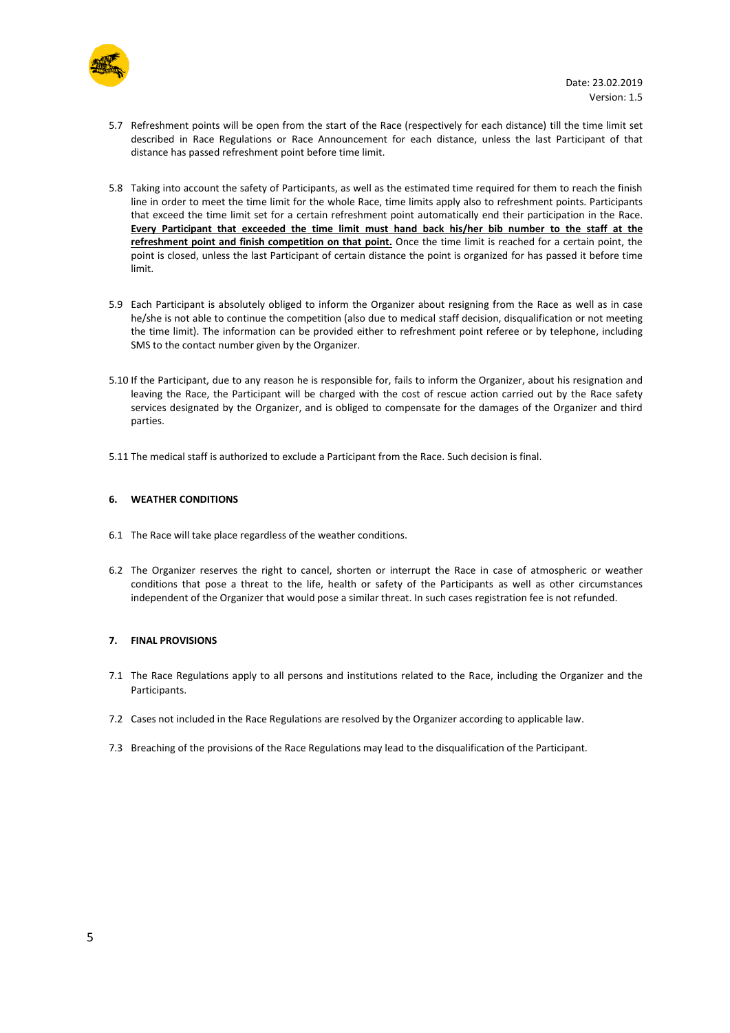5.7 Refreshment points will be open from the start of the Race (respectively for each distance) till the time limit set described in Race Regulations or Race Announcement for each distance, unless the last Participant of that distance has passed refreshment point before time limit.

5.8 Taking into account the safety of Participants, as well as the estimated time required for them to reach the finish line in order to meet the time limit for the whole Race, time limits apply also to refreshment points. Participants that exceed the time limit set for a certain refreshment point automatically end their participation in the Race. **Every Participant that exceeded the time limit must hand back his/her bib number to the staff at the refreshment point and finish competition on that point.** Once the time limit is reached for a certain point, the point is closed, unless the last Participant of certain distance the point is organized for has passed it before time limit.

5.9 Each Participant is absolutely obliged to inform the Organizer about resigning from the Race as well as in case he/she is not able to continue the competition (also due to medical staff decision, disqualification or not meeting the time limit). The information can be provided either to refreshment point referee or by telephone, including SMS to the contact number given by the Organizer.

5.10 If the Participant, due to any reason he is responsible for, fails to inform the Organizer, about his resignation and leaving the Race, the Participant will be charged with the cost of rescue action carried out by the Race safety services designated by the Organizer, and is obliged to compensate for the damages of the Organizer and third parties.

5.11 The medical staff is authorized to exclude a Participant from the Race. Such decision is final.

## 6. WEATHER CONDITIONS

6.1 The Race will take place regardless of the weather conditions.

6.2 The Organizer reserves the right to cancel, shorten or interrupt the Race in case of atmospheric or weather conditions that pose a threat to the life, health or safety of the Participants as well as other circumstances independent of the Organizer that would pose a similar threat. In such cases registration fee is not refunded.

## 7. FINAL PROVISIONS

7.1 The Race Regulations apply to all persons and institutions related to the Race, including the Organizer and the Participants.

7.2 Cases not included in the Race Regulations are resolved by the Organizer according to applicable law.

7.3 Breaching of the provisions of the Race Regulations may lead to the disqualification of the Participant.